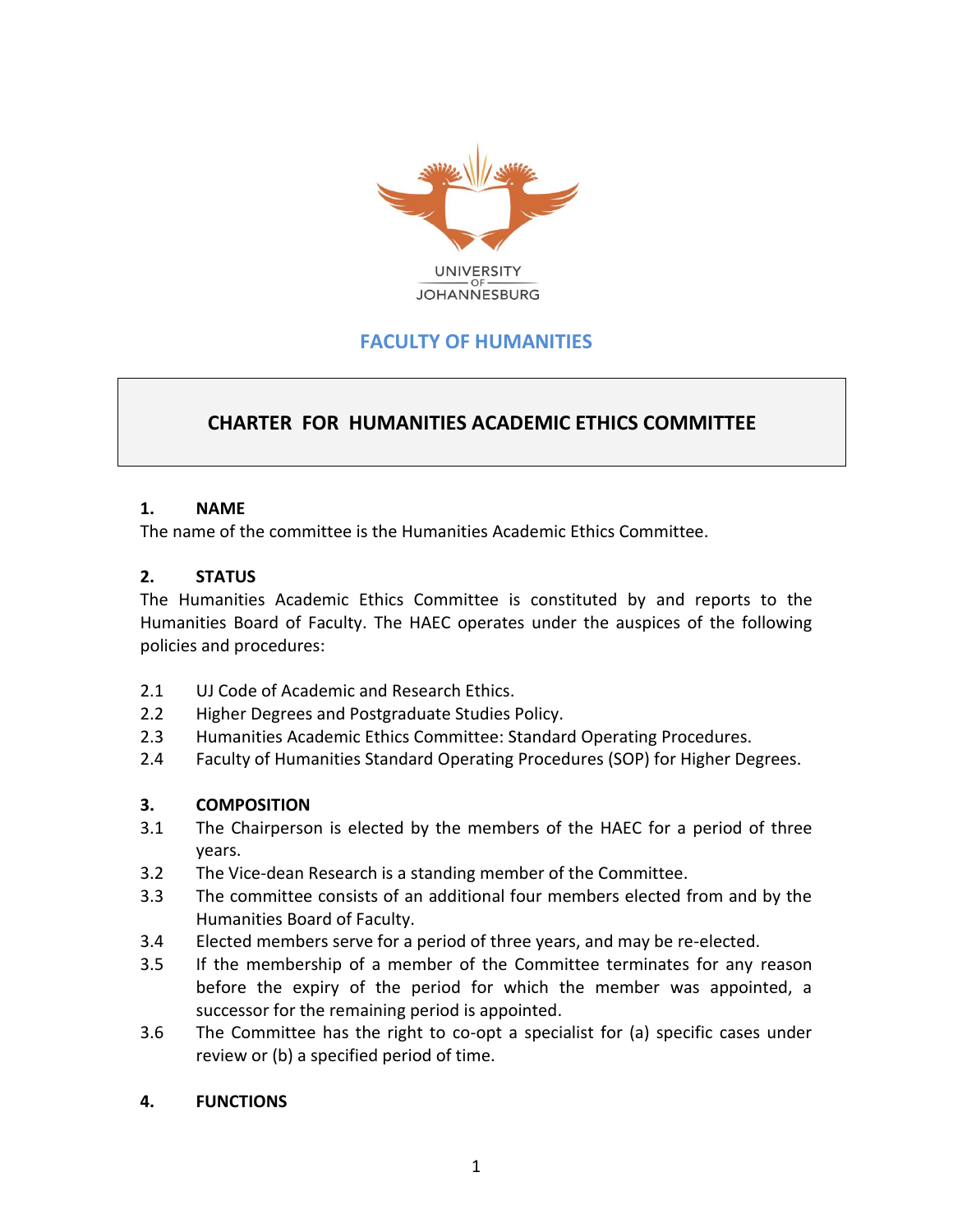UNIVERSITY OF JOHANNESBURG

## FACULTY OF HUMANITIES

# CHARTER FOR HUMANITIES ACADEMIC ETHICS COMMITTEE

### 1. NAME

The name of the committee is the Humanities Academic Ethics Committee.

### 2. STATUS

The Humanities Academic Ethics Committee is constituted by and reports to the Humanities Board of Faculty. The HAEC operates under the auspices of the following policies and procedures:

2.1 UJ Code of Academic and Research Ethics.

2.2 Higher Degrees and Postgraduate Studies Policy.

2.3 Humanities Academic Ethics Committee: Standard Operating Procedures.

2.4 Faculty of Humanities Standard Operating Procedures (SOP) for Higher Degrees.

### 3. COMPOSITION

3.1 The Chairperson is elected by the members of the HAEC for a period of three years.

3.2 The Vice-dean Research is a standing member of the Committee.

3.3 The committee consists of an additional four members elected from and by the Humanities Board of Faculty.

3.4 Elected members serve for a period of three years, and may be re-elected.

3.5 If the membership of a member of the Committee terminates for any reason before the expiry of the period for which the member was appointed, a successor for the remaining period is appointed.

3.6 The Committee has the right to co-opt a specialist for (a) specific cases under review or (b) a specified period of time.

### 4. FUNCTIONS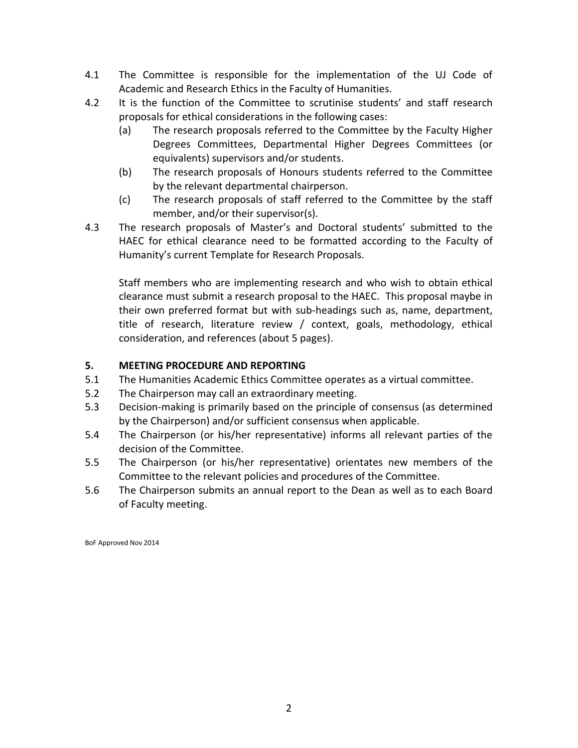4.1 The Committee is responsible for the implementation of the UJ Code of Academic and Research Ethics in the Faculty of Humanities.

4.2 It is the function of the Committee to scrutinise students' and staff research proposals for ethical considerations in the following cases:

   (a) The research proposals referred to the Committee by the Faculty Higher Degrees Committees, Departmental Higher Degrees Committees (or equivalents) supervisors and/or students.

   (b) The research proposals of Honours students referred to the Committee by the relevant departmental chairperson.

   (c) The research proposals of staff referred to the Committee by the staff member, and/or their supervisor(s).

4.3 The research proposals of Master's and Doctoral students' submitted to the HAEC for ethical clearance need to be formatted according to the Faculty of Humanity's current Template for Research Proposals.

   Staff members who are implementing research and who wish to obtain ethical clearance must submit a research proposal to the HAEC. This proposal maybe in their own preferred format but with sub-headings such as, name, department, title of research, literature review / context, goals, methodology, ethical consideration, and references (about 5 pages).

## 5. MEETING PROCEDURE AND REPORTING

5.1 The Humanities Academic Ethics Committee operates as a virtual committee.

5.2 The Chairperson may call an extraordinary meeting.

5.3 Decision-making is primarily based on the principle of consensus (as determined by the Chairperson) and/or sufficient consensus when applicable.

5.4 The Chairperson (or his/her representative) informs all relevant parties of the decision of the Committee.

5.5 The Chairperson (or his/her representative) orientates new members of the Committee to the relevant policies and procedures of the Committee.

5.6 The Chairperson submits an annual report to the Dean as well as to each Board of Faculty meeting.

BoF Approved Nov 2014